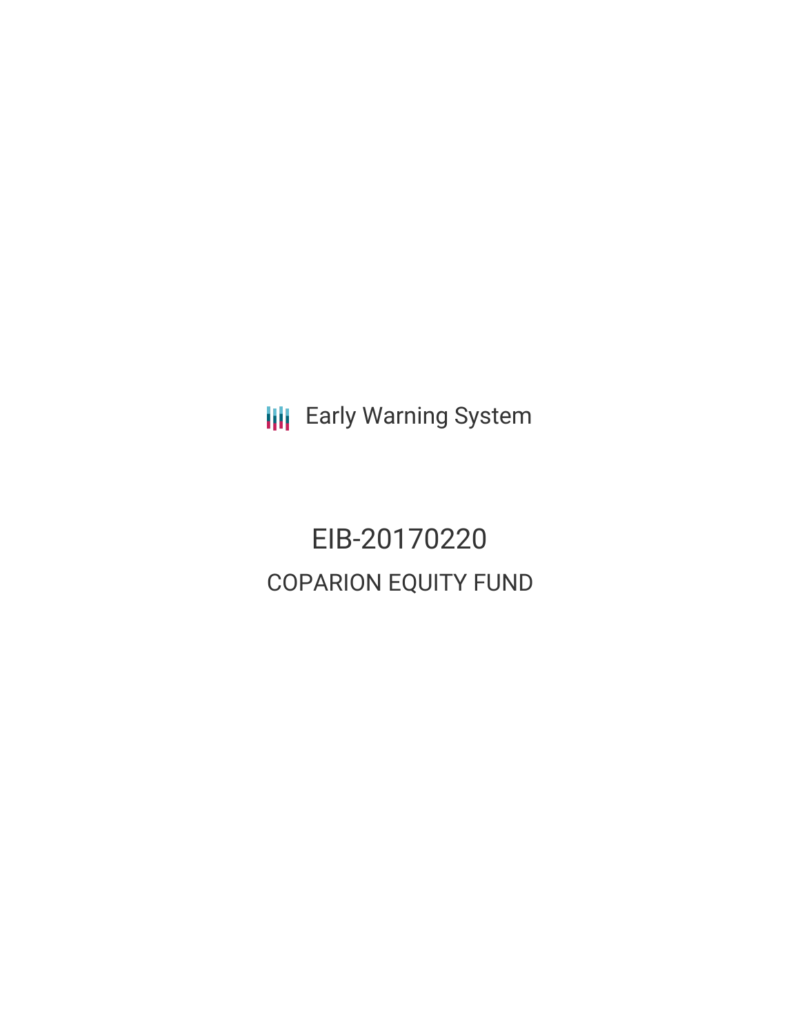Early Warning System

# EIB-20170220

## COPARION EQUITY FUND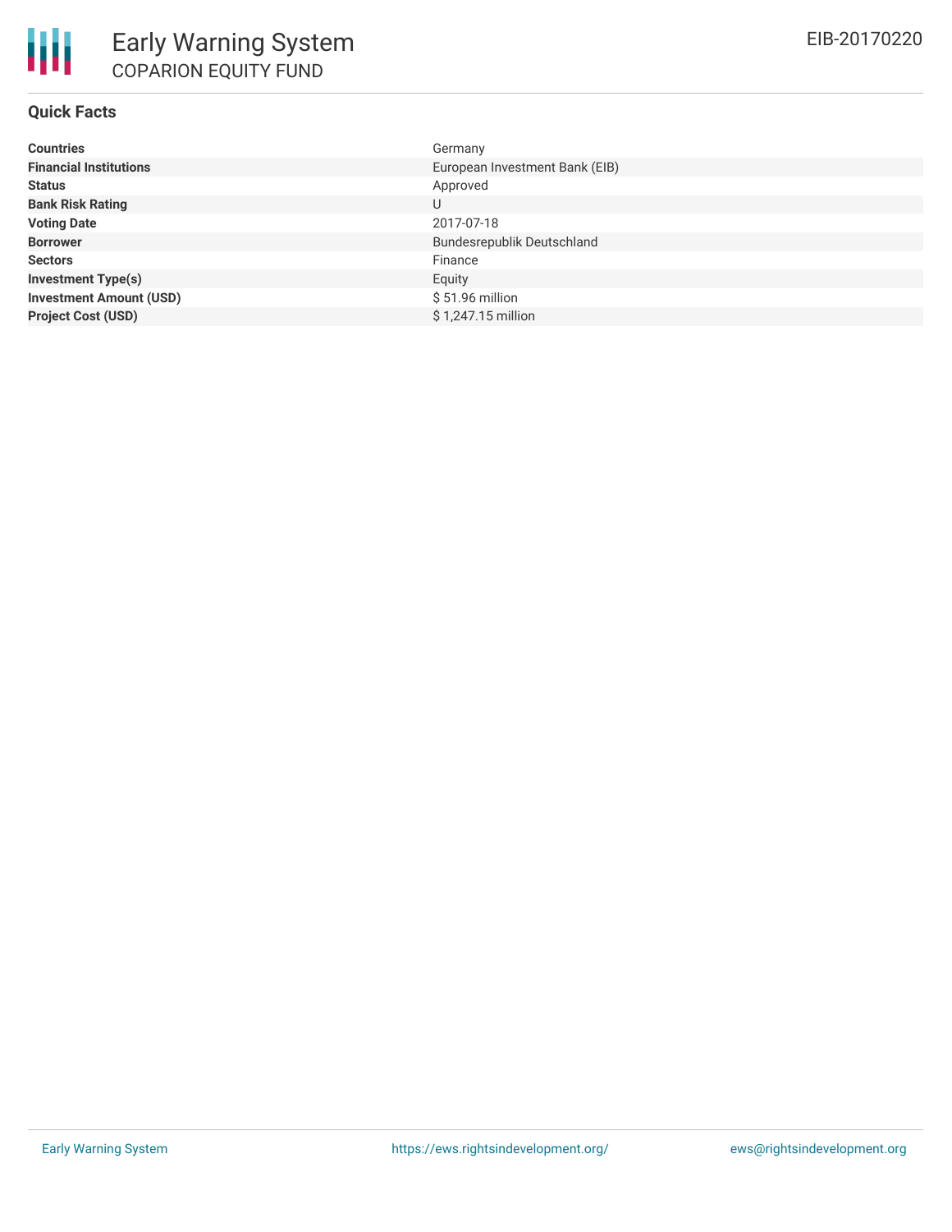# Early Warning System

## COPARION EQUITY FUND

EIB-20170220

### Quick Facts

| | |
|---|---|
| **Countries** | Germany |
| **Financial Institutions** | European Investment Bank (EIB) |
| **Status** | Approved |
| **Bank Risk Rating** | U |
| **Voting Date** | 2017-07-18 |
| **Borrower** | Bundesrepublik Deutschland |
| **Sectors** | Finance |
| **Investment Type(s)** | Equity |
| **Investment Amount (USD)** | $ 51.96 million |
| **Project Cost (USD)** | $ 1,247.15 million |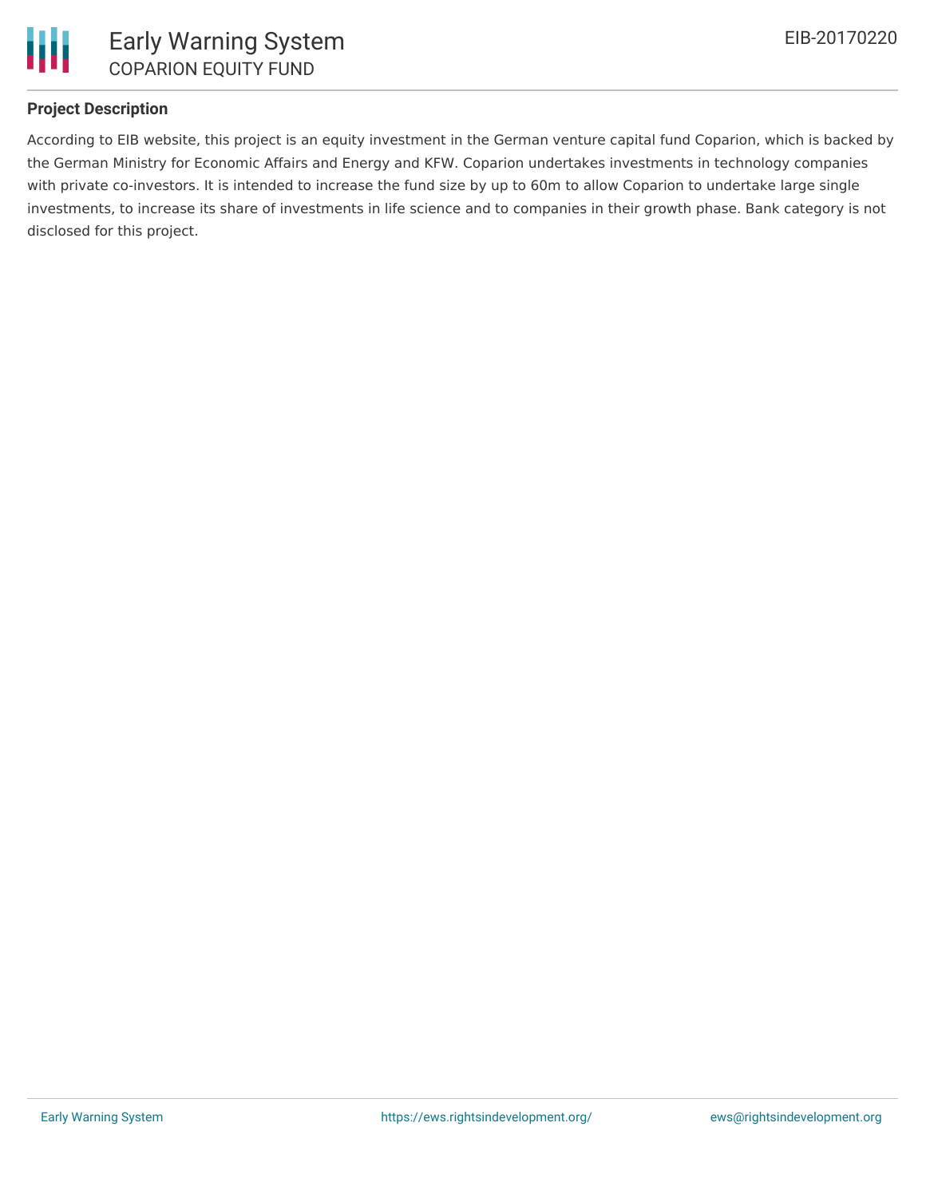## Project Description

According to EIB website, this project is an equity investment in the German venture capital fund Coparion, which is backed by the German Ministry for Economic Affairs and Energy and KFW. Coparion undertakes investments in technology companies with private co-investors. It is intended to increase the fund size by up to 60m to allow Coparion to undertake large single investments, to increase its share of investments in life science and to companies in their growth phase. Bank category is not disclosed for this project.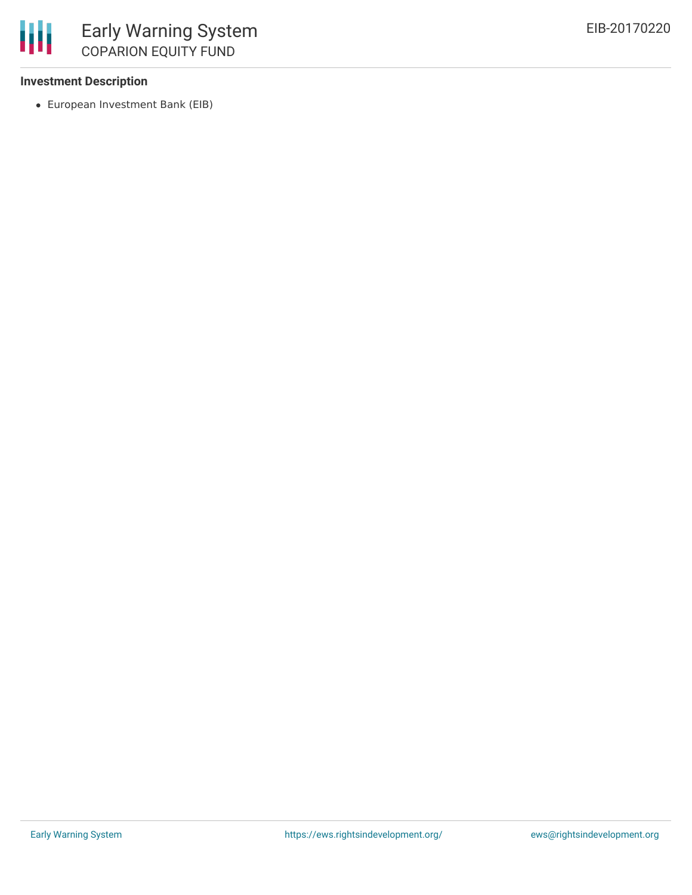### Investment Description

- European Investment Bank (EIB)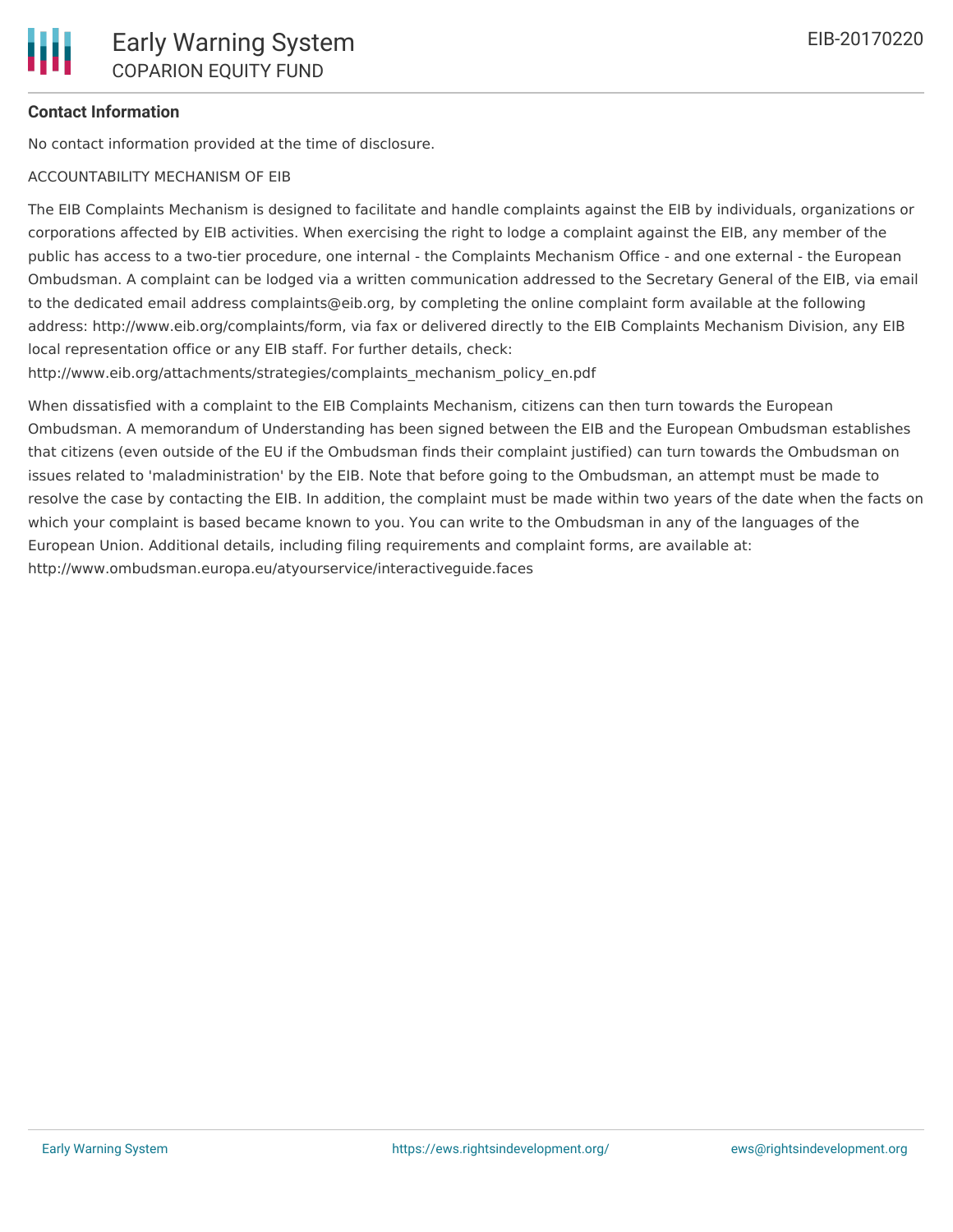## Contact Information

No contact information provided at the time of disclosure.

ACCOUNTABILITY MECHANISM OF EIB

The EIB Complaints Mechanism is designed to facilitate and handle complaints against the EIB by individuals, organizations or corporations affected by EIB activities. When exercising the right to lodge a complaint against the EIB, any member of the public has access to a two-tier procedure, one internal - the Complaints Mechanism Office - and one external - the European Ombudsman. A complaint can be lodged via a written communication addressed to the Secretary General of the EIB, via email to the dedicated email address complaints@eib.org, by completing the online complaint form available at the following address: http://www.eib.org/complaints/form, via fax or delivered directly to the EIB Complaints Mechanism Division, any EIB local representation office or any EIB staff. For further details, check: http://www.eib.org/attachments/strategies/complaints_mechanism_policy_en.pdf

When dissatisfied with a complaint to the EIB Complaints Mechanism, citizens can then turn towards the European Ombudsman. A memorandum of Understanding has been signed between the EIB and the European Ombudsman establishes that citizens (even outside of the EU if the Ombudsman finds their complaint justified) can turn towards the Ombudsman on issues related to 'maladministration' by the EIB. Note that before going to the Ombudsman, an attempt must be made to resolve the case by contacting the EIB. In addition, the complaint must be made within two years of the date when the facts on which your complaint is based became known to you. You can write to the Ombudsman in any of the languages of the European Union. Additional details, including filing requirements and complaint forms, are available at: http://www.ombudsman.europa.eu/atyourservice/interactiveguide.faces